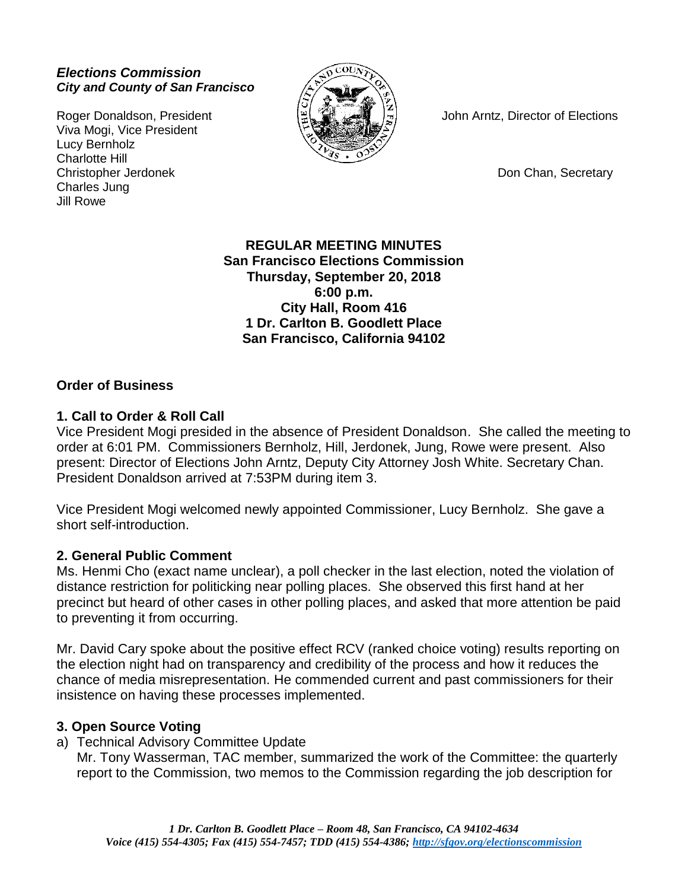***Elections Commission***
***City and County of San Francisco***

Roger Donaldson, President
Viva Mogi, Vice President
Lucy Bernholz
Charlotte Hill
Christopher Jerdonek
Charles Jung
Jill Rowe

John Arntz, Director of Elections

Don Chan, Secretary

**REGULAR MEETING MINUTES**
**San Francisco Elections Commission**
**Thursday, September 20, 2018**
**6:00 p.m.**
**City Hall, Room 416**
**1 Dr. Carlton B. Goodlett Place**
**San Francisco, California 94102**

## Order of Business

### 1. Call to Order & Roll Call

Vice President Mogi presided in the absence of President Donaldson. She called the meeting to order at 6:01 PM. Commissioners Bernholz, Hill, Jerdonek, Jung, Rowe were present. Also present: Director of Elections John Arntz, Deputy City Attorney Josh White. Secretary Chan. President Donaldson arrived at 7:53PM during item 3.

Vice President Mogi welcomed newly appointed Commissioner, Lucy Bernholz. She gave a short self-introduction.

### 2. General Public Comment

Ms. Henmi Cho (exact name unclear), a poll checker in the last election, noted the violation of distance restriction for politicking near polling places. She observed this first hand at her precinct but heard of other cases in other polling places, and asked that more attention be paid to preventing it from occurring.

Mr. David Cary spoke about the positive effect RCV (ranked choice voting) results reporting on the election night had on transparency and credibility of the process and how it reduces the chance of media misrepresentation. He commended current and past commissioners for their insistence on having these processes implemented.

### 3. Open Source Voting

a) Technical Advisory Committee Update
Mr. Tony Wasserman, TAC member, summarized the work of the Committee: the quarterly report to the Commission, two memos to the Commission regarding the job description for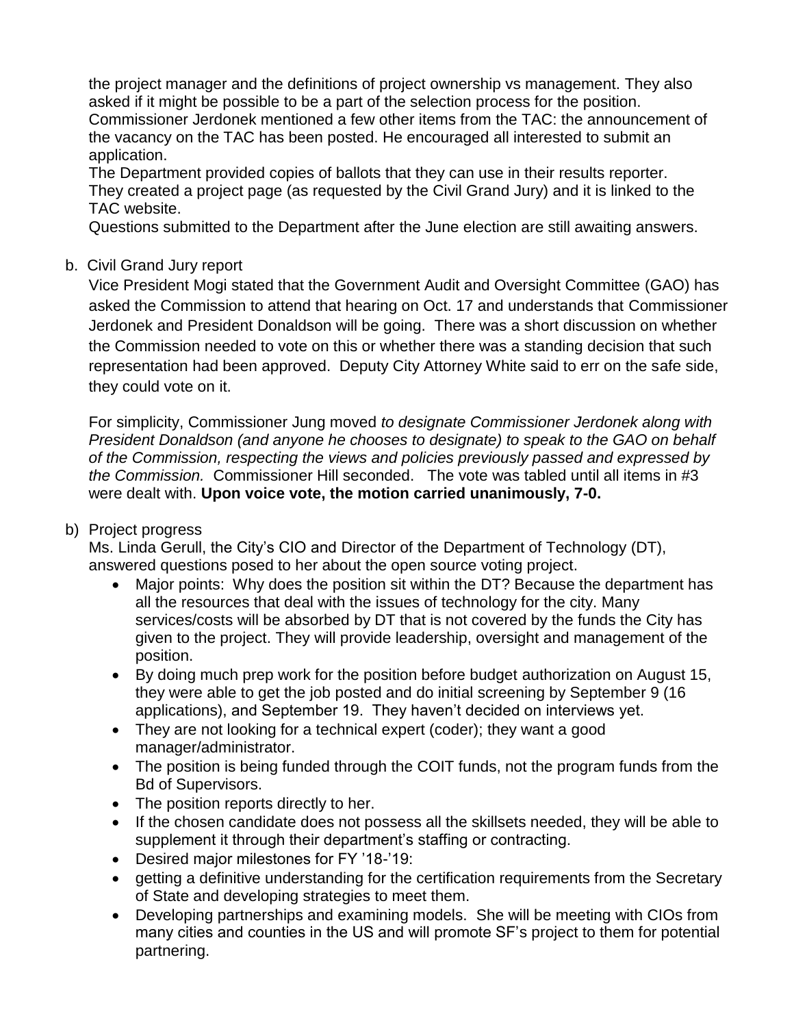the project manager and the definitions of project ownership vs management. They also asked if it might be possible to be a part of the selection process for the position. Commissioner Jerdonek mentioned a few other items from the TAC: the announcement of the vacancy on the TAC has been posted. He encouraged all interested to submit an application.
The Department provided copies of ballots that they can use in their results reporter. They created a project page (as requested by the Civil Grand Jury) and it is linked to the TAC website.
Questions submitted to the Department after the June election are still awaiting answers.

b. Civil Grand Jury report

Vice President Mogi stated that the Government Audit and Oversight Committee (GAO) has asked the Commission to attend that hearing on Oct. 17 and understands that Commissioner Jerdonek and President Donaldson will be going. There was a short discussion on whether the Commission needed to vote on this or whether there was a standing decision that such representation had been approved. Deputy City Attorney White said to err on the safe side, they could vote on it.

For simplicity, Commissioner Jung moved *to designate Commissioner Jerdonek along with President Donaldson (and anyone he chooses to designate) to speak to the GAO on behalf of the Commission, respecting the views and policies previously passed and expressed by the Commission.* Commissioner Hill seconded. The vote was tabled until all items in #3 were dealt with. **Upon voice vote, the motion carried unanimously, 7-0.**

b) Project progress

Ms. Linda Gerull, the City's CIO and Director of the Department of Technology (DT), answered questions posed to her about the open source voting project.

- Major points: Why does the position sit within the DT? Because the department has all the resources that deal with the issues of technology for the city. Many services/costs will be absorbed by DT that is not covered by the funds the City has given to the project. They will provide leadership, oversight and management of the position.
- By doing much prep work for the position before budget authorization on August 15, they were able to get the job posted and do initial screening by September 9 (16 applications), and September 19. They haven't decided on interviews yet.
- They are not looking for a technical expert (coder); they want a good manager/administrator.
- The position is being funded through the COIT funds, not the program funds from the Bd of Supervisors.
- The position reports directly to her.
- If the chosen candidate does not possess all the skillsets needed, they will be able to supplement it through their department's staffing or contracting.
- Desired major milestones for FY '18-'19:
- getting a definitive understanding for the certification requirements from the Secretary of State and developing strategies to meet them.
- Developing partnerships and examining models. She will be meeting with CIOs from many cities and counties in the US and will promote SF's project to them for potential partnering.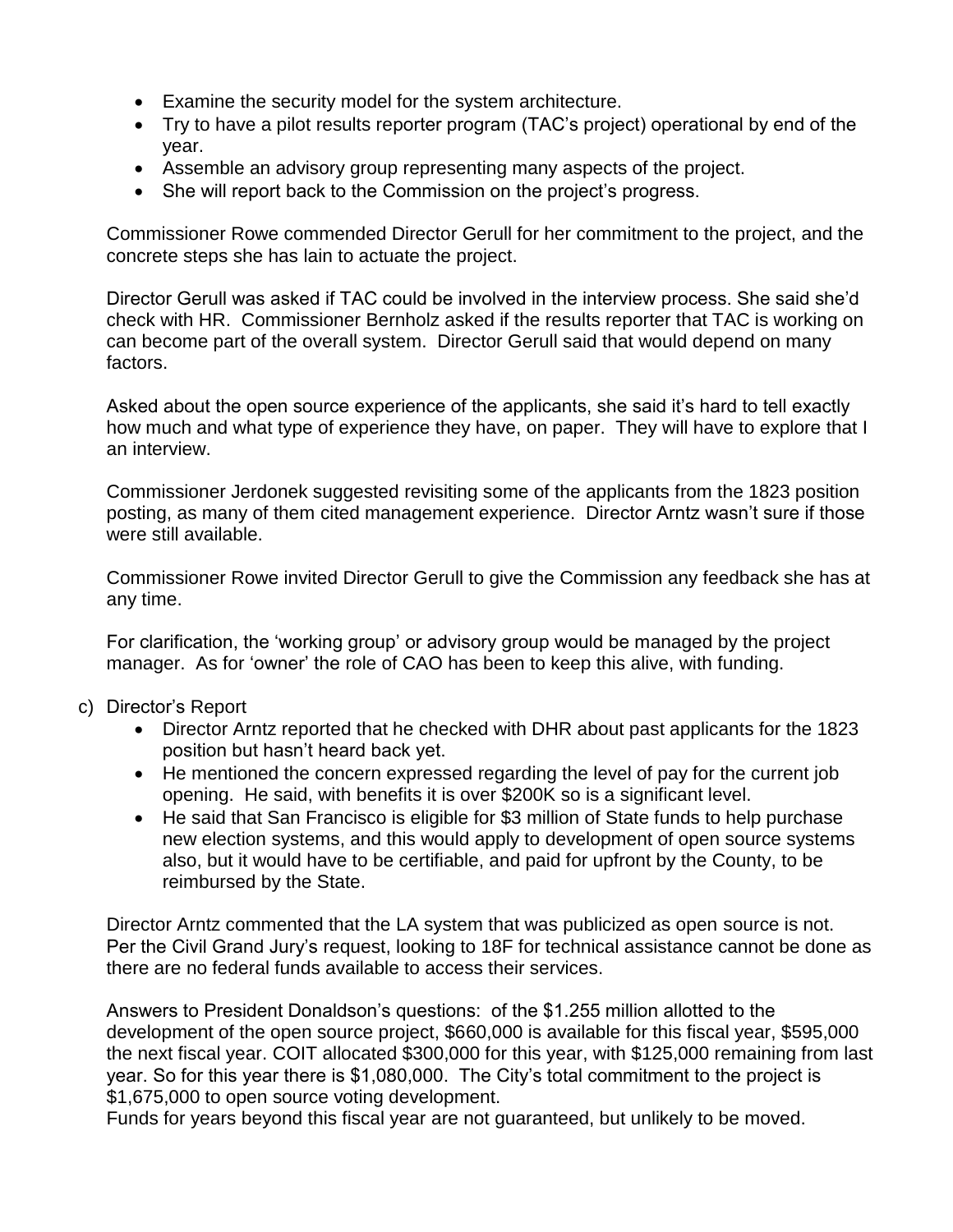- Examine the security model for the system architecture.
- Try to have a pilot results reporter program (TAC's project) operational by end of the year.
- Assemble an advisory group representing many aspects of the project.
- She will report back to the Commission on the project's progress.

Commissioner Rowe commended Director Gerull for her commitment to the project, and the concrete steps she has lain to actuate the project.

Director Gerull was asked if TAC could be involved in the interview process. She said she'd check with HR. Commissioner Bernholz asked if the results reporter that TAC is working on can become part of the overall system. Director Gerull said that would depend on many factors.

Asked about the open source experience of the applicants, she said it's hard to tell exactly how much and what type of experience they have, on paper. They will have to explore that I an interview.

Commissioner Jerdonek suggested revisiting some of the applicants from the 1823 position posting, as many of them cited management experience. Director Arntz wasn't sure if those were still available.

Commissioner Rowe invited Director Gerull to give the Commission any feedback she has at any time.

For clarification, the 'working group' or advisory group would be managed by the project manager. As for 'owner' the role of CAO has been to keep this alive, with funding.

c) Director's Report
   - Director Arntz reported that he checked with DHR about past applicants for the 1823 position but hasn't heard back yet.
   - He mentioned the concern expressed regarding the level of pay for the current job opening. He said, with benefits it is over $200K so is a significant level.
   - He said that San Francisco is eligible for $3 million of State funds to help purchase new election systems, and this would apply to development of open source systems also, but it would have to be certifiable, and paid for upfront by the County, to be reimbursed by the State.

Director Arntz commented that the LA system that was publicized as open source is not. Per the Civil Grand Jury's request, looking to 18F for technical assistance cannot be done as there are no federal funds available to access their services.

Answers to President Donaldson's questions: of the $1.255 million allotted to the development of the open source project, $660,000 is available for this fiscal year, $595,000 the next fiscal year. COIT allocated $300,000 for this year, with $125,000 remaining from last year. So for this year there is $1,080,000. The City's total commitment to the project is $1,675,000 to open source voting development.
Funds for years beyond this fiscal year are not guaranteed, but unlikely to be moved.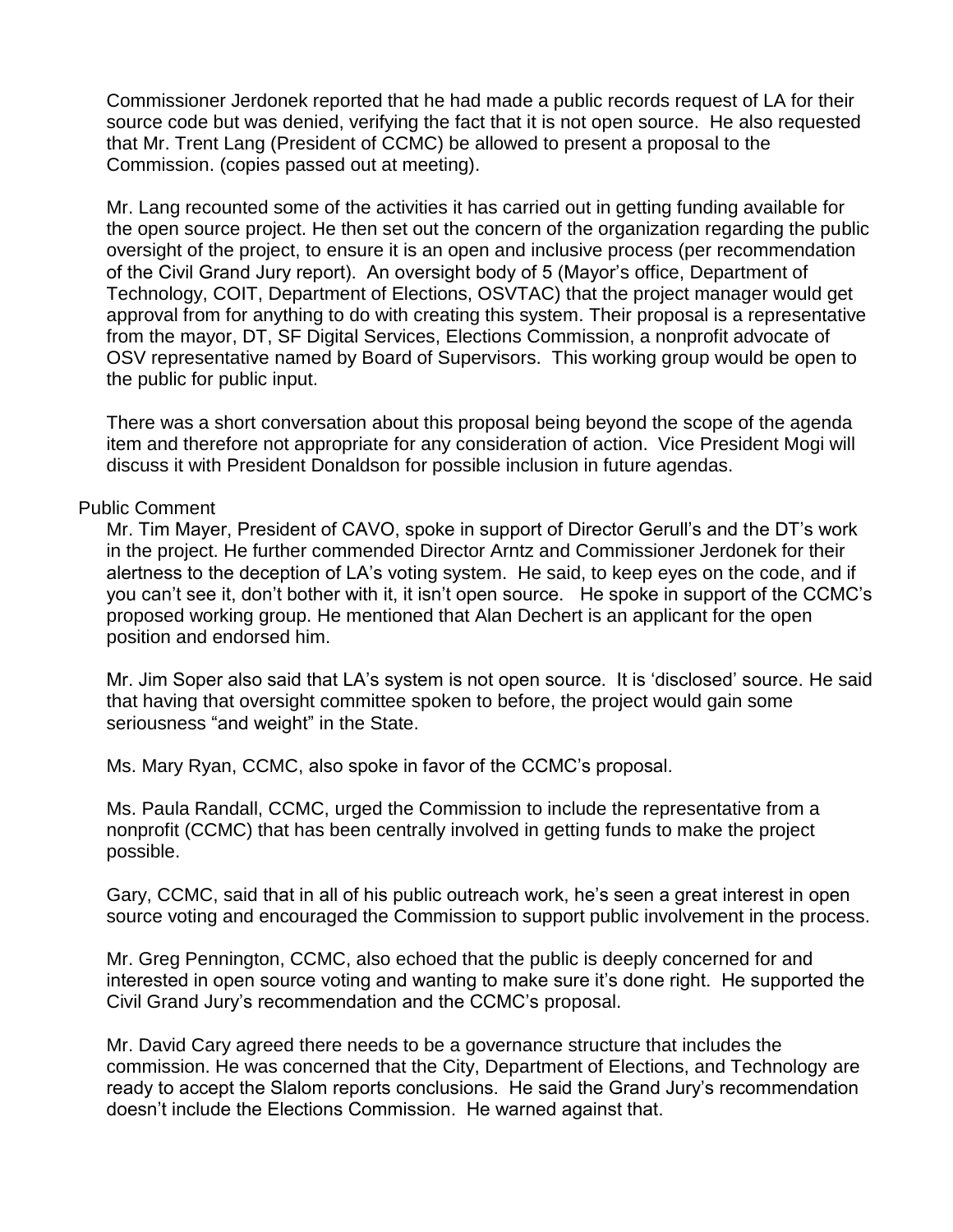Commissioner Jerdonek reported that he had made a public records request of LA for their source code but was denied, verifying the fact that it is not open source. He also requested that Mr. Trent Lang (President of CCMC) be allowed to present a proposal to the Commission. (copies passed out at meeting).

Mr. Lang recounted some of the activities it has carried out in getting funding available for the open source project. He then set out the concern of the organization regarding the public oversight of the project, to ensure it is an open and inclusive process (per recommendation of the Civil Grand Jury report). An oversight body of 5 (Mayor's office, Department of Technology, COIT, Department of Elections, OSVTAC) that the project manager would get approval from for anything to do with creating this system. Their proposal is a representative from the mayor, DT, SF Digital Services, Elections Commission, a nonprofit advocate of OSV representative named by Board of Supervisors. This working group would be open to the public for public input.

There was a short conversation about this proposal being beyond the scope of the agenda item and therefore not appropriate for any consideration of action. Vice President Mogi will discuss it with President Donaldson for possible inclusion in future agendas.

Public Comment

Mr. Tim Mayer, President of CAVO, spoke in support of Director Gerull's and the DT's work in the project. He further commended Director Arntz and Commissioner Jerdonek for their alertness to the deception of LA's voting system. He said, to keep eyes on the code, and if you can't see it, don't bother with it, it isn't open source. He spoke in support of the CCMC's proposed working group. He mentioned that Alan Dechert is an applicant for the open position and endorsed him.

Mr. Jim Soper also said that LA's system is not open source. It is 'disclosed' source. He said that having that oversight committee spoken to before, the project would gain some seriousness "and weight" in the State.

Ms. Mary Ryan, CCMC, also spoke in favor of the CCMC's proposal.

Ms. Paula Randall, CCMC, urged the Commission to include the representative from a nonprofit (CCMC) that has been centrally involved in getting funds to make the project possible.

Gary, CCMC, said that in all of his public outreach work, he's seen a great interest in open source voting and encouraged the Commission to support public involvement in the process.

Mr. Greg Pennington, CCMC, also echoed that the public is deeply concerned for and interested in open source voting and wanting to make sure it's done right. He supported the Civil Grand Jury's recommendation and the CCMC's proposal.

Mr. David Cary agreed there needs to be a governance structure that includes the commission. He was concerned that the City, Department of Elections, and Technology are ready to accept the Slalom reports conclusions. He said the Grand Jury's recommendation doesn't include the Elections Commission. He warned against that.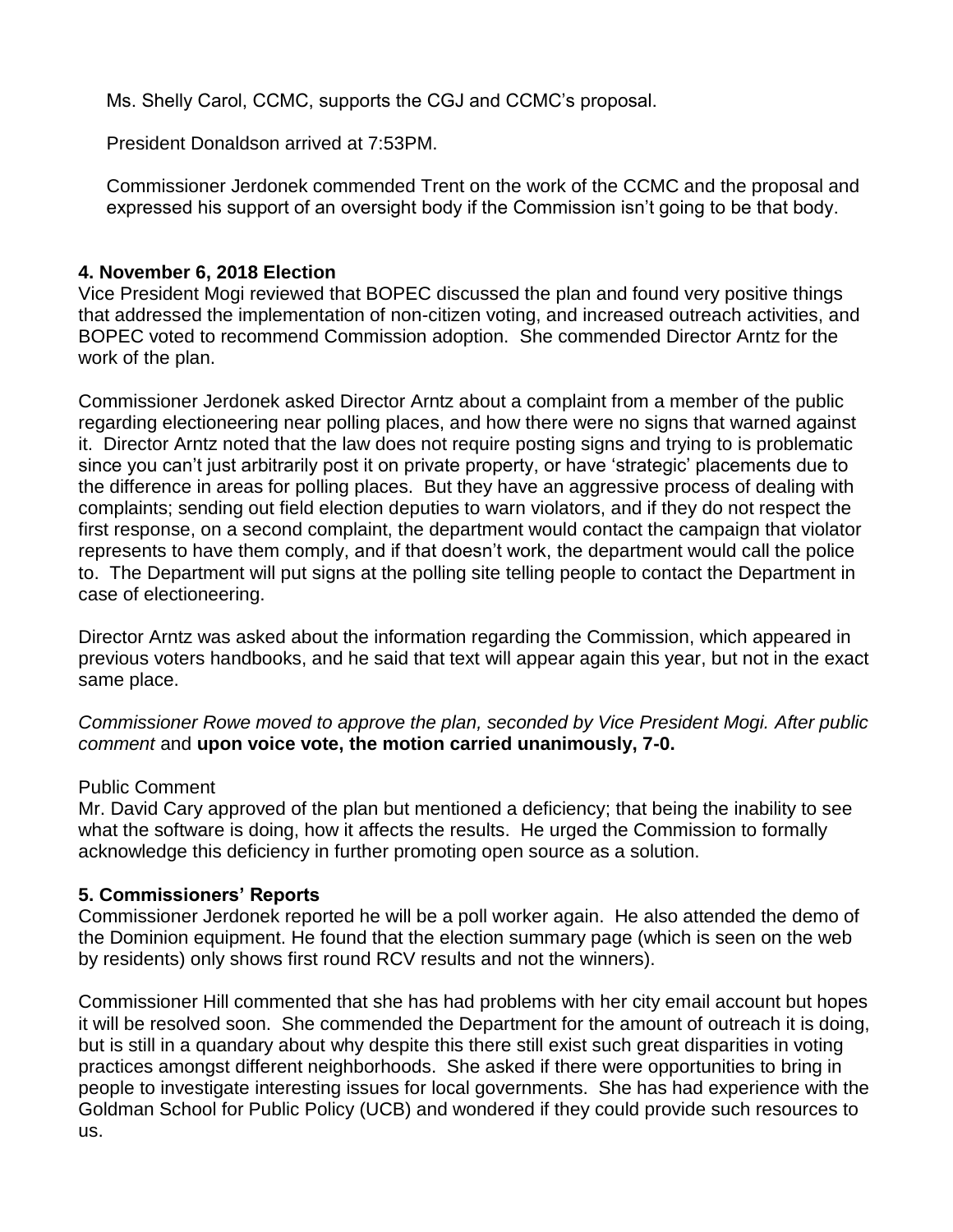Ms. Shelly Carol, CCMC, supports the CGJ and CCMC's proposal.

President Donaldson arrived at 7:53PM.

Commissioner Jerdonek commended Trent on the work of the CCMC and the proposal and expressed his support of an oversight body if the Commission isn't going to be that body.

**4. November 6, 2018 Election**

Vice President Mogi reviewed that BOPEC discussed the plan and found very positive things that addressed the implementation of non-citizen voting, and increased outreach activities, and BOPEC voted to recommend Commission adoption. She commended Director Arntz for the work of the plan.

Commissioner Jerdonek asked Director Arntz about a complaint from a member of the public regarding electioneering near polling places, and how there were no signs that warned against it. Director Arntz noted that the law does not require posting signs and trying to is problematic since you can't just arbitrarily post it on private property, or have 'strategic' placements due to the difference in areas for polling places. But they have an aggressive process of dealing with complaints; sending out field election deputies to warn violators, and if they do not respect the first response, on a second complaint, the department would contact the campaign that violator represents to have them comply, and if that doesn't work, the department would call the police to. The Department will put signs at the polling site telling people to contact the Department in case of electioneering.

Director Arntz was asked about the information regarding the Commission, which appeared in previous voters handbooks, and he said that text will appear again this year, but not in the exact same place.

*Commissioner Rowe moved to approve the plan, seconded by Vice President Mogi. After public comment* and **upon voice vote, the motion carried unanimously, 7-0.**

Public Comment

Mr. David Cary approved of the plan but mentioned a deficiency; that being the inability to see what the software is doing, how it affects the results. He urged the Commission to formally acknowledge this deficiency in further promoting open source as a solution.

**5. Commissioners' Reports**

Commissioner Jerdonek reported he will be a poll worker again. He also attended the demo of the Dominion equipment. He found that the election summary page (which is seen on the web by residents) only shows first round RCV results and not the winners).

Commissioner Hill commented that she has had problems with her city email account but hopes it will be resolved soon. She commended the Department for the amount of outreach it is doing, but is still in a quandary about why despite this there still exist such great disparities in voting practices amongst different neighborhoods. She asked if there were opportunities to bring in people to investigate interesting issues for local governments. She has had experience with the Goldman School for Public Policy (UCB) and wondered if they could provide such resources to us.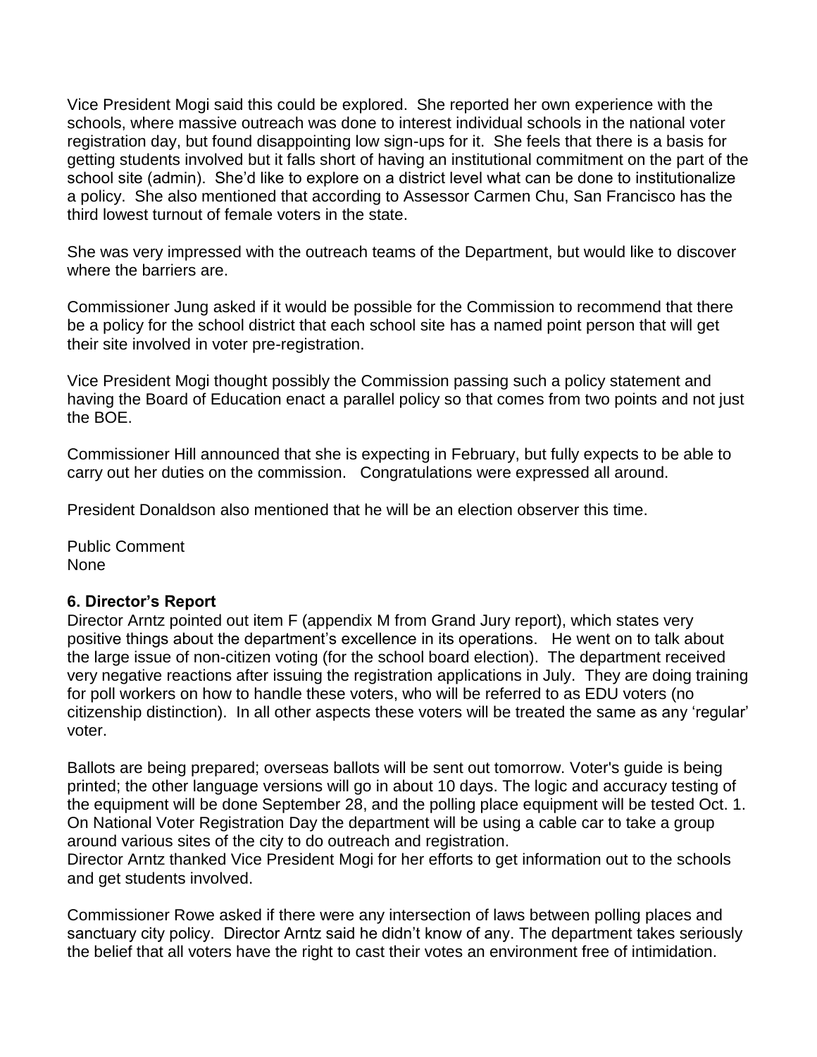Vice President Mogi said this could be explored. She reported her own experience with the schools, where massive outreach was done to interest individual schools in the national voter registration day, but found disappointing low sign-ups for it. She feels that there is a basis for getting students involved but it falls short of having an institutional commitment on the part of the school site (admin). She'd like to explore on a district level what can be done to institutionalize a policy. She also mentioned that according to Assessor Carmen Chu, San Francisco has the third lowest turnout of female voters in the state.

She was very impressed with the outreach teams of the Department, but would like to discover where the barriers are.

Commissioner Jung asked if it would be possible for the Commission to recommend that there be a policy for the school district that each school site has a named point person that will get their site involved in voter pre-registration.

Vice President Mogi thought possibly the Commission passing such a policy statement and having the Board of Education enact a parallel policy so that comes from two points and not just the BOE.

Commissioner Hill announced that she is expecting in February, but fully expects to be able to carry out her duties on the commission. Congratulations were expressed all around.

President Donaldson also mentioned that he will be an election observer this time.

Public Comment
None

**6. Director's Report**

Director Arntz pointed out item F (appendix M from Grand Jury report), which states very positive things about the department's excellence in its operations. He went on to talk about the large issue of non-citizen voting (for the school board election). The department received very negative reactions after issuing the registration applications in July. They are doing training for poll workers on how to handle these voters, who will be referred to as EDU voters (no citizenship distinction). In all other aspects these voters will be treated the same as any 'regular' voter.

Ballots are being prepared; overseas ballots will be sent out tomorrow. Voter's guide is being printed; the other language versions will go in about 10 days. The logic and accuracy testing of the equipment will be done September 28, and the polling place equipment will be tested Oct. 1. On National Voter Registration Day the department will be using a cable car to take a group around various sites of the city to do outreach and registration.
Director Arntz thanked Vice President Mogi for her efforts to get information out to the schools and get students involved.

Commissioner Rowe asked if there were any intersection of laws between polling places and sanctuary city policy. Director Arntz said he didn't know of any. The department takes seriously the belief that all voters have the right to cast their votes an environment free of intimidation.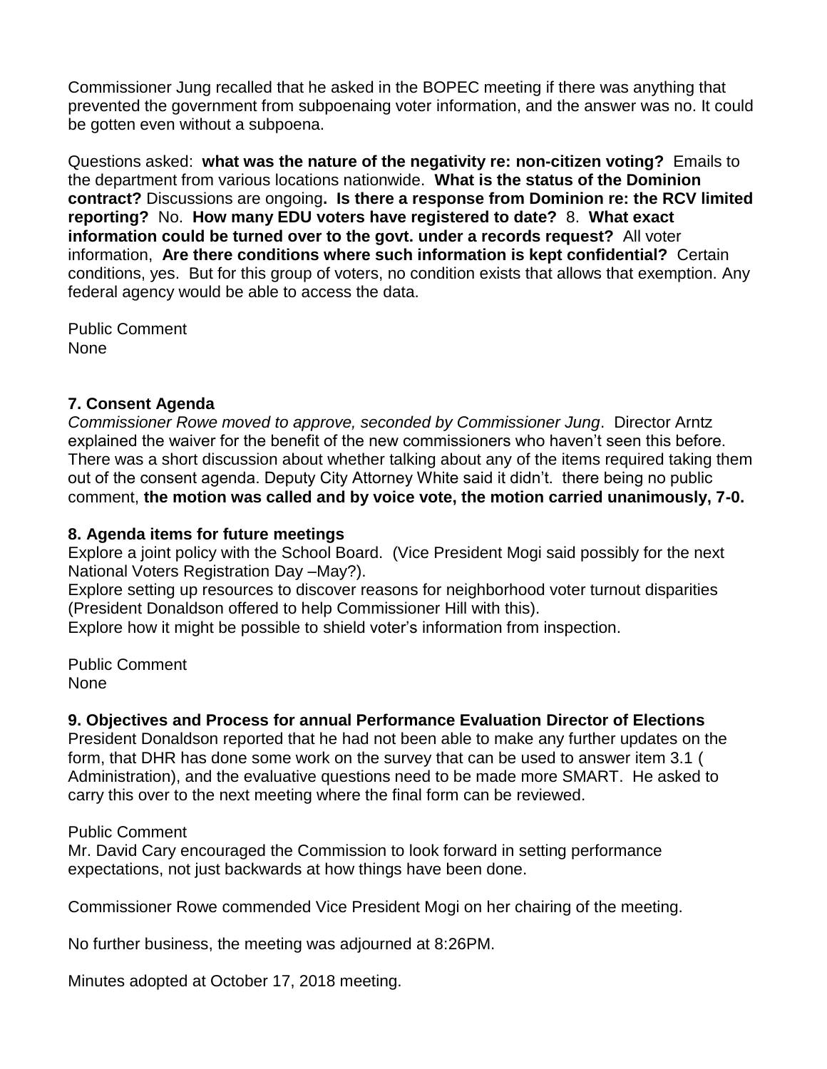Commissioner Jung recalled that he asked in the BOPEC meeting if there was anything that prevented the government from subpoenaing voter information, and the answer was no. It could be gotten even without a subpoena.

Questions asked: **what was the nature of the negativity re: non-citizen voting?** Emails to the department from various locations nationwide. **What is the status of the Dominion contract?** Discussions are ongoing**. Is there a response from Dominion re: the RCV limited reporting?** No. **How many EDU voters have registered to date?** 8. **What exact information could be turned over to the govt. under a records request?** All voter information, **Are there conditions where such information is kept confidential?** Certain conditions, yes. But for this group of voters, no condition exists that allows that exemption. Any federal agency would be able to access the data.

Public Comment
None

### 7. Consent Agenda

*Commissioner Rowe moved to approve, seconded by Commissioner Jung*. Director Arntz explained the waiver for the benefit of the new commissioners who haven't seen this before. There was a short discussion about whether talking about any of the items required taking them out of the consent agenda. Deputy City Attorney White said it didn't. there being no public comment, **the motion was called and by voice vote, the motion carried unanimously, 7-0.**

### 8. Agenda items for future meetings

Explore a joint policy with the School Board. (Vice President Mogi said possibly for the next National Voters Registration Day –May?).
Explore setting up resources to discover reasons for neighborhood voter turnout disparities (President Donaldson offered to help Commissioner Hill with this).
Explore how it might be possible to shield voter's information from inspection.

Public Comment
None

### 9. Objectives and Process for annual Performance Evaluation Director of Elections

President Donaldson reported that he had not been able to make any further updates on the form, that DHR has done some work on the survey that can be used to answer item 3.1 ( Administration), and the evaluative questions need to be made more SMART. He asked to carry this over to the next meeting where the final form can be reviewed.

Public Comment
Mr. David Cary encouraged the Commission to look forward in setting performance expectations, not just backwards at how things have been done.

Commissioner Rowe commended Vice President Mogi on her chairing of the meeting.

No further business, the meeting was adjourned at 8:26PM.

Minutes adopted at October 17, 2018 meeting.